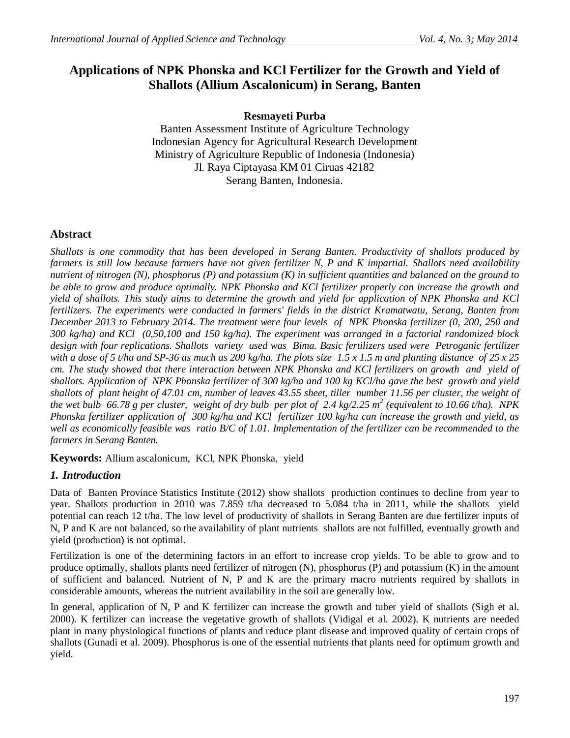# Applications of NPK Phonska and KCl Fertilizer for the Growth and Yield of Shallots (Allium Ascalonicum) in Serang, Banten

**Resmayeti Purba**

Banten Assessment Institute of Agriculture Technology
Indonesian Agency for Agricultural Research Development
Ministry of Agriculture Republic of Indonesia (Indonesia)
Jl. Raya Ciptayasa KM 01 Ciruas 42182
Serang Banten, Indonesia.

## Abstract

*Shallots is one commodity that has been developed in Serang Banten. Productivity of shallots produced by farmers is still low because farmers have not given fertilizer N, P and K impartial. Shallots need availability nutrient of nitrogen (N), phosphorus (P) and potassium (K) in sufficient quantities and balanced on the ground to be able to grow and produce optimally. NPK Phonska and KCl fertilizer properly can increase the growth and yield of shallots. This study aims to determine the growth and yield for application of NPK Phonska and KCl fertilizers. The experiments were conducted in farmers' fields in the district Kramatwatu, Serang, Banten from December 2013 to February 2014. The treatment were four levels of NPK Phonska fertilizer (0, 200, 250 and 300 kg/ha) and KCl (0,50,100 and 150 kg/ha). The experiment was arranged in a factorial randomized block design with four replications. Shallots variety used was Bima. Basic fertilizers used were Petroganic fertilizer with a dose of 5 t/ha and SP-36 as much as 200 kg/ha. The plots size 1.5 x 1.5 m and planting distance of 25 x 25 cm. The study showed that there interaction between NPK Phonska and KCl fertilizers on growth and yield of shallots. Application of NPK Phonska fertilizer of 300 kg/ha and 100 kg KCl/ha gave the best growth and yield shallots of plant height of 47.01 cm, number of leaves 43.55 sheet, tiller number 11.56 per cluster, the weight of the wet bulb 66.78 g per cluster, weight of dry bulb per plot of 2.4 kg/2.25 $m^2$ (equivalent to 10.66 t/ha). NPK Phonska fertilizer application of 300 kg/ha and KCl fertilizer 100 kg/ha can increase the growth and yield, as well as economically feasible was ratio B/C of 1.01. Implementation of the fertilizer can be recommended to the farmers in Serang Banten.*

**Keywords:** Allium ascalonicum, KCl, NPK Phonska, yield

## *1. Introduction*

Data of Banten Province Statistics Institute (2012) show shallots production continues to decline from year to year. Shallots production in 2010 was 7.859 t/ha decreased to 5.084 t/ha in 2011, while the shallots yield potential can reach 12 t/ha. The low level of productivity of shallots in Serang Banten are due fertilizer inputs of N, P and K are not balanced, so the availability of plant nutrients shallots are not fulfilled, eventually growth and yield (production) is not optimal.

Fertilization is one of the determining factors in an effort to increase crop yields. To be able to grow and to produce optimally, shallots plants need fertilizer of nitrogen (N), phosphorus (P) and potassium (K) in the amount of sufficient and balanced. Nutrient of N, P and K are the primary macro nutrients required by shallots in considerable amounts, whereas the nutrient availability in the soil are generally low.

In general, application of N, P and K fertilizer can increase the growth and tuber yield of shallots (Sigh et al. 2000). K fertilizer can increase the vegetative growth of shallots (Vidigal et al. 2002). K nutrients are needed plant in many physiological functions of plants and reduce plant disease and improved quality of certain crops of shallots (Gunadi et al. 2009). Phosphorus is one of the essential nutrients that plants need for optimum growth and yield.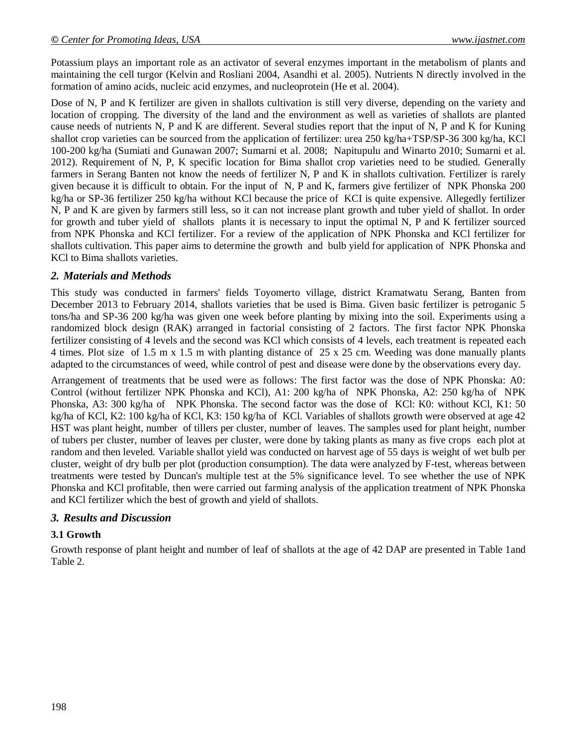Potassium plays an important role as an activator of several enzymes important in the metabolism of plants and maintaining the cell turgor (Kelvin and Rosliani 2004, Asandhi et al. 2005). Nutrients N directly involved in the formation of amino acids, nucleic acid enzymes, and nucleoprotein (He et al. 2004).

Dose of N, P and K fertilizer are given in shallots cultivation is still very diverse, depending on the variety and location of cropping. The diversity of the land and the environment as well as varieties of shallots are planted cause needs of nutrients N, P and K are different. Several studies report that the input of N, P and K for Kuning shallot crop varieties can be sourced from the application of fertilizer: urea 250 kg/ha+TSP/SP-36 300 kg/ha, KCl 100-200 kg/ha (Sumiati and Gunawan 2007; Sumarni et al. 2008; Napitupulu and Winarto 2010; Sumarni et al. 2012). Requirement of N, P, K specific location for Bima shallot crop varieties need to be studied. Generally farmers in Serang Banten not know the needs of fertilizer N, P and K in shallots cultivation. Fertilizer is rarely given because it is difficult to obtain. For the input of N, P and K, farmers give fertilizer of NPK Phonska 200 kg/ha or SP-36 fertilizer 250 kg/ha without KCl because the price of KCI is quite expensive. Allegedly fertilizer N, P and K are given by farmers still less, so it can not increase plant growth and tuber yield of shallot. In order for growth and tuber yield of shallots plants it is necessary to input the optimal N, P and K fertilizer sourced from NPK Phonska and KCl fertilizer. For a review of the application of NPK Phonska and KCl fertilizer for shallots cultivation. This paper aims to determine the growth and bulb yield for application of NPK Phonska and KCl to Bima shallots varieties.

## *2. Materials and Methods*

This study was conducted in farmers' fields Toyomerto village, district Kramatwatu Serang, Banten from December 2013 to February 2014, shallots varieties that be used is Bima. Given basic fertilizer is petroganic 5 tons/ha and SP-36 200 kg/ha was given one week before planting by mixing into the soil. Experiments using a randomized block design (RAK) arranged in factorial consisting of 2 factors. The first factor NPK Phonska fertilizer consisting of 4 levels and the second was KCl which consists of 4 levels, each treatment is repeated each 4 times. Plot size of 1.5 m x 1.5 m with planting distance of 25 x 25 cm. Weeding was done manually plants adapted to the circumstances of weed, while control of pest and disease were done by the observations every day.

Arrangement of treatments that be used were as follows: The first factor was the dose of NPK Phonska: A0: Control (without fertilizer NPK Phonska and KCl), A1: 200 kg/ha of NPK Phonska, A2: 250 kg/ha of NPK Phonska, A3: 300 kg/ha of NPK Phonska. The second factor was the dose of KCl: K0: without KCl, K1: 50 kg/ha of KCl, K2: 100 kg/ha of KCl, K3: 150 kg/ha of KCl. Variables of shallots growth were observed at age 42 HST was plant height, number of tillers per cluster, number of leaves. The samples used for plant height, number of tubers per cluster, number of leaves per cluster, were done by taking plants as many as five crops each plot at random and then leveled. Variable shallot yield was conducted on harvest age of 55 days is weight of wet bulb per cluster, weight of dry bulb per plot (production consumption). The data were analyzed by F-test, whereas between treatments were tested by Duncan's multiple test at the 5% significance level. To see whether the use of NPK Phonska and KCl profitable, then were carried out farming analysis of the application treatment of NPK Phonska and KCl fertilizer which the best of growth and yield of shallots.

## *3. Results and Discussion*

### 3.1 Growth

Growth response of plant height and number of leaf of shallots at the age of 42 DAP are presented in Table 1and Table 2.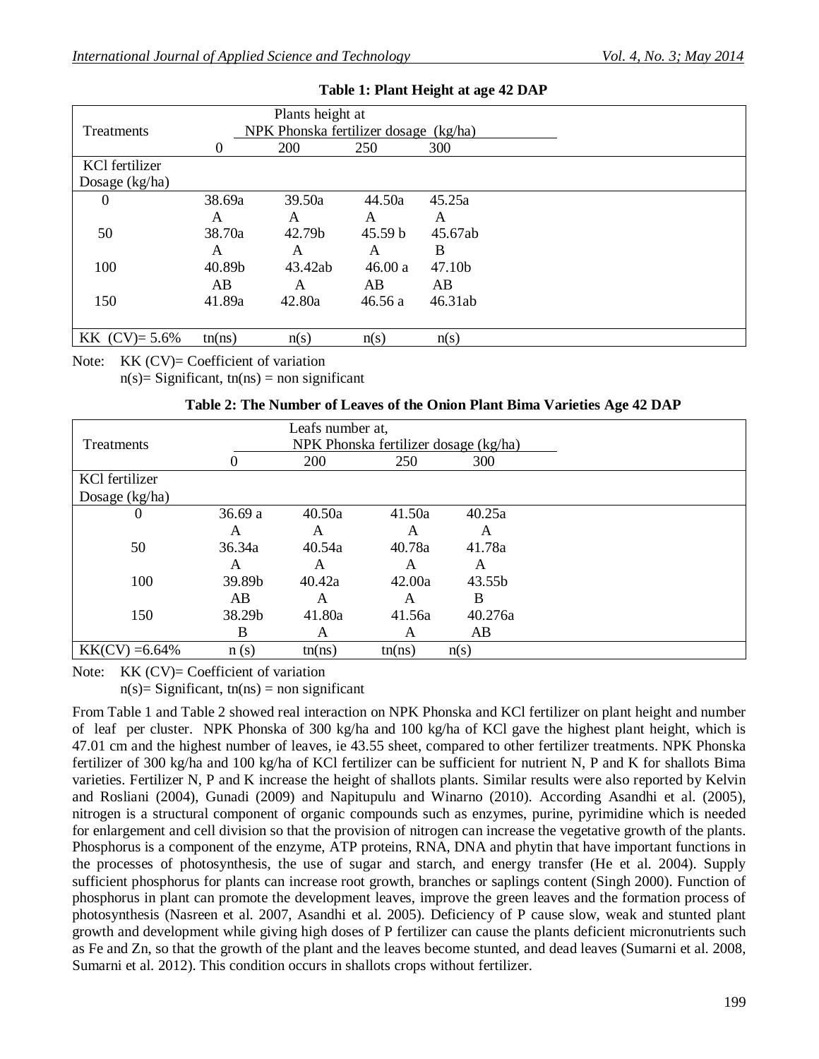**Table 1: Plant Height at age 42 DAP**

| Treatments | Plants height at NPK Phonska fertilizer dosage (kg/ha) | | | |
|---|---|---|---|---|
| | 0 | 200 | 250 | 300 |
| KCl fertilizer Dosage (kg/ha) | | | | |
| 0 | 38.69a | 39.50a | 44.50a | 45.25a |
| | A | A | A | A |
| 50 | 38.70a | 42.79b | 45.59 b | 45.67ab |
| | A | A | A | B |
| 100 | 40.89b | 43.42ab | 46.00 a | 47.10b |
| | AB | A | AB | AB |
| 150 | 41.89a | 42.80a | 46.56 a | 46.31ab |
| KK (CV)= 5.6% | tn(ns) | n(s) | n(s) | n(s) |

Note: KK (CV)= Coefficient of variation
n(s)= Significant, tn(ns) = non significant

**Table 2: The Number of Leaves of the Onion Plant Bima Varieties Age 42 DAP**

| Treatments | Leafs number at, NPK Phonska fertilizer dosage (kg/ha) | | | |
|---|---|---|---|---|
| | 0 | 200 | 250 | 300 |
| KCl fertilizer Dosage (kg/ha) | | | | |
| 0 | 36.69 a | 40.50a | 41.50a | 40.25a |
| | A | A | A | A |
| 50 | 36.34a | 40.54a | 40.78a | 41.78a |
| | A | A | A | A |
| 100 | 39.89b | 40.42a | 42.00a | 43.55b |
| | AB | A | A | B |
| 150 | 38.29b | 41.80a | 41.56a | 40.276a |
| | B | A | A | AB |
| KK(CV) =6.64% | n (s) | tn(ns) | tn(ns) | n(s) |

Note: KK (CV)= Coefficient of variation
n(s)= Significant, tn(ns) = non significant

From Table 1 and Table 2 showed real interaction on NPK Phonska and KCl fertilizer on plant height and number of leaf per cluster. NPK Phonska of 300 kg/ha and 100 kg/ha of KCl gave the highest plant height, which is 47.01 cm and the highest number of leaves, ie 43.55 sheet, compared to other fertilizer treatments. NPK Phonska fertilizer of 300 kg/ha and 100 kg/ha of KCl fertilizer can be sufficient for nutrient N, P and K for shallots Bima varieties. Fertilizer N, P and K increase the height of shallots plants. Similar results were also reported by Kelvin and Rosliani (2004), Gunadi (2009) and Napitupulu and Winarno (2010). According Asandhi et al. (2005), nitrogen is a structural component of organic compounds such as enzymes, purine, pyrimidine which is needed for enlargement and cell division so that the provision of nitrogen can increase the vegetative growth of the plants. Phosphorus is a component of the enzyme, ATP proteins, RNA, DNA and phytin that have important functions in the processes of photosynthesis, the use of sugar and starch, and energy transfer (He et al. 2004). Supply sufficient phosphorus for plants can increase root growth, branches or saplings content (Singh 2000). Function of phosphorus in plant can promote the development leaves, improve the green leaves and the formation process of photosynthesis (Nasreen et al. 2007, Asandhi et al. 2005). Deficiency of P cause slow, weak and stunted plant growth and development while giving high doses of P fertilizer can cause the plants deficient micronutrients such as Fe and Zn, so that the growth of the plant and the leaves become stunted, and dead leaves (Sumarni et al. 2008, Sumarni et al. 2012). This condition occurs in shallots crops without fertilizer.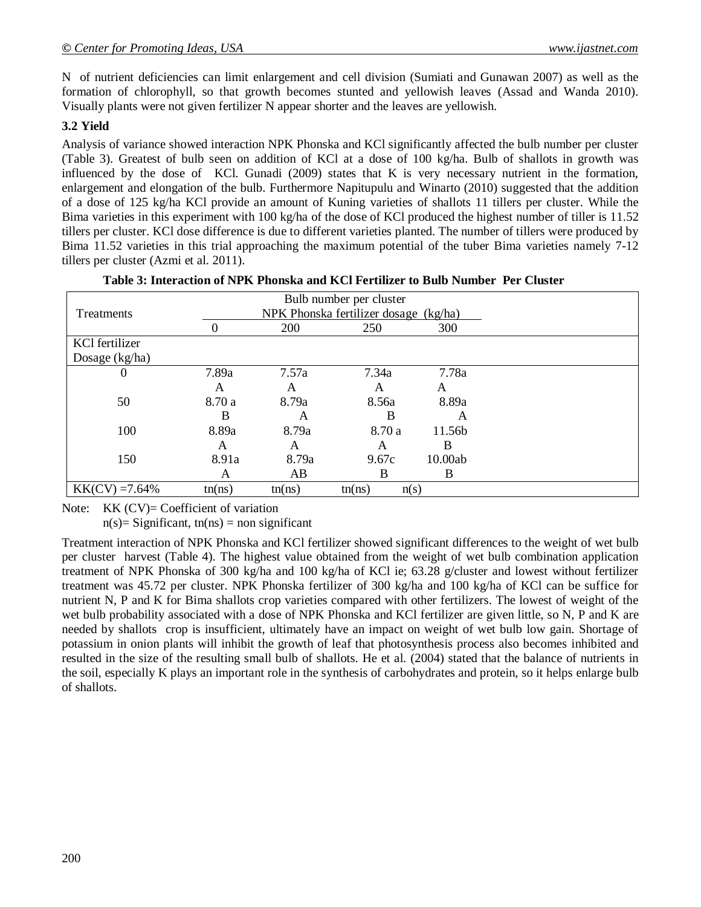N of nutrient deficiencies can limit enlargement and cell division (Sumiati and Gunawan 2007) as well as the formation of chlorophyll, so that growth becomes stunted and yellowish leaves (Assad and Wanda 2010). Visually plants were not given fertilizer N appear shorter and the leaves are yellowish.

### 3.2 Yield

Analysis of variance showed interaction NPK Phonska and KCl significantly affected the bulb number per cluster (Table 3). Greatest of bulb seen on addition of KCl at a dose of 100 kg/ha. Bulb of shallots in growth was influenced by the dose of KCl. Gunadi (2009) states that K is very necessary nutrient in the formation, enlargement and elongation of the bulb. Furthermore Napitupulu and Winarto (2010) suggested that the addition of a dose of 125 kg/ha KCl provide an amount of Kuning varieties of shallots 11 tillers per cluster. While the Bima varieties in this experiment with 100 kg/ha of the dose of KCl produced the highest number of tiller is 11.52 tillers per cluster. KCl dose difference is due to different varieties planted. The number of tillers were produced by Bima 11.52 varieties in this trial approaching the maximum potential of the tuber Bima varieties namely 7-12 tillers per cluster (Azmi et al. 2011).

**Table 3: Interaction of NPK Phonska and KCl Fertilizer to Bulb Number Per Cluster**

| Treatments | Bulb number per cluster | | | |
|---|---|---|---|---|
| | NPK Phonska fertilizer dosage (kg/ha) | | | |
| | 0 | 200 | 250 | 300 |
| KCl fertilizer Dosage (kg/ha) | | | | |
| 0 | 7.89a | 7.57a | 7.34a | 7.78a |
| | A | A | A | A |
| 50 | 8.70 a | 8.79a | 8.56a | 8.89a |
| | B | A | B | A |
| 100 | 8.89a | 8.79a | 8.70 a | 11.56b |
| | A | A | A | B |
| 150 | 8.91a | 8.79a | 9.67c | 10.00ab |
| | A | AB | B | B |
| KK(CV) =7.64% | tn(ns) | tn(ns) | tn(ns) | n(s) |

Note: KK (CV)= Coefficient of variation
n(s)= Significant, tn(ns) = non significant

Treatment interaction of NPK Phonska and KCl fertilizer showed significant differences to the weight of wet bulb per cluster harvest (Table 4). The highest value obtained from the weight of wet bulb combination application treatment of NPK Phonska of 300 kg/ha and 100 kg/ha of KCl ie; 63.28 g/cluster and lowest without fertilizer treatment was 45.72 per cluster. NPK Phonska fertilizer of 300 kg/ha and 100 kg/ha of KCl can be suffice for nutrient N, P and K for Bima shallots crop varieties compared with other fertilizers. The lowest of weight of the wet bulb probability associated with a dose of NPK Phonska and KCl fertilizer are given little, so N, P and K are needed by shallots crop is insufficient, ultimately have an impact on weight of wet bulb low gain. Shortage of potassium in onion plants will inhibit the growth of leaf that photosynthesis process also becomes inhibited and resulted in the size of the resulting small bulb of shallots. He et al. (2004) stated that the balance of nutrients in the soil, especially K plays an important role in the synthesis of carbohydrates and protein, so it helps enlarge bulb of shallots.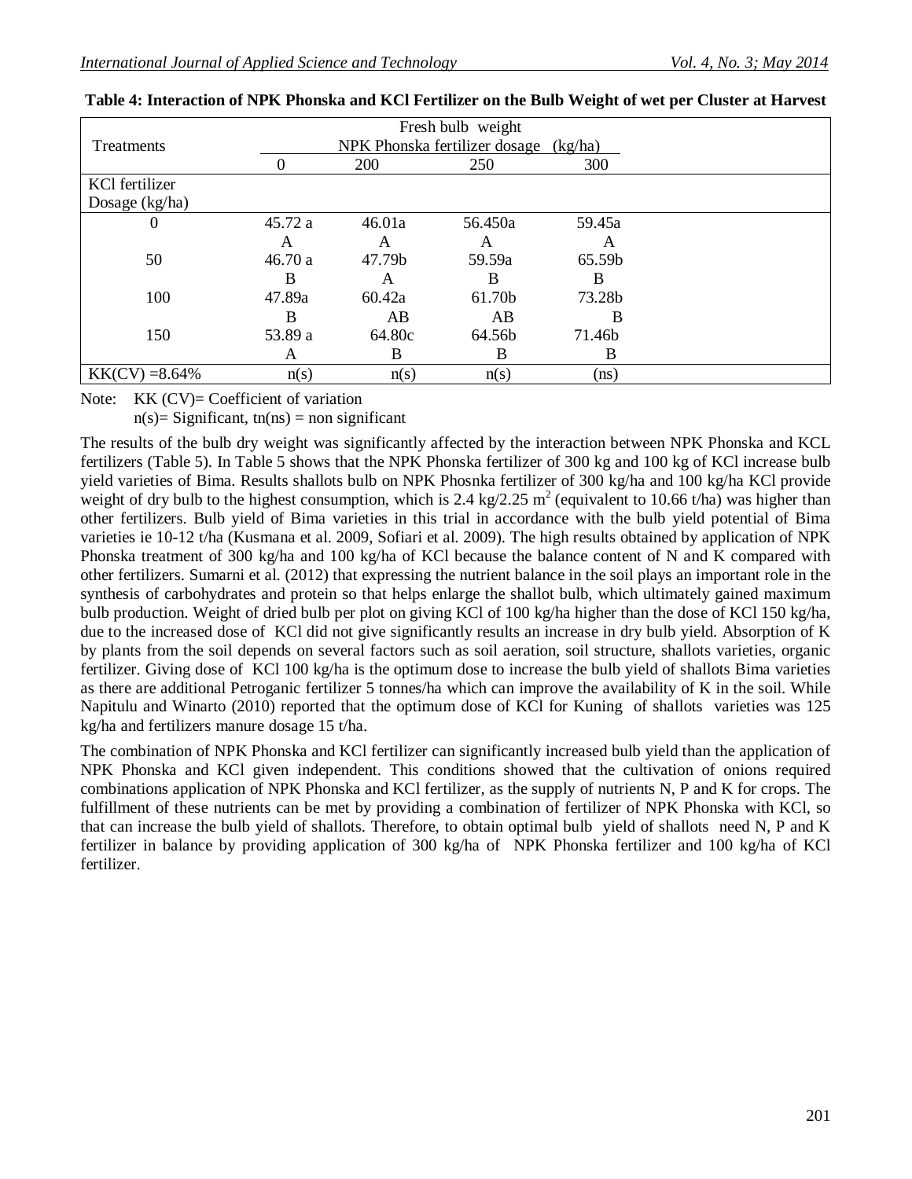**Table 4: Interaction of NPK Phonska and KCl Fertilizer on the Bulb Weight of wet per Cluster at Harvest**

| Treatments | Fresh bulb weight NPK Phonska fertilizer dosage (kg/ha) | | | |
|---|---|---|---|---|
| | 0 | 200 | 250 | 300 |
| KCl fertilizer Dosage (kg/ha) | | | | |
| 0 | 45.72 a | 46.01a | 56.450a | 59.45a |
| | A | A | A | A |
| 50 | 46.70 a | 47.79b | 59.59a | 65.59b |
| | B | A | B | B |
| 100 | 47.89a | 60.42a | 61.70b | 73.28b |
| | B | AB | AB | B |
| 150 | 53.89 a | 64.80c | 64.56b | 71.46b |
| | A | B | B | B |
| KK(CV) =8.64% | n(s) | n(s) | n(s) | (ns) |

Note: KK (CV)= Coefficient of variation
n(s)= Significant, tn(ns) = non significant

The results of the bulb dry weight was significantly affected by the interaction between NPK Phonska and KCL fertilizers (Table 5). In Table 5 shows that the NPK Phonska fertilizer of 300 kg and 100 kg of KCl increase bulb yield varieties of Bima. Results shallots bulb on NPK Phosnka fertilizer of 300 kg/ha and 100 kg/ha KCl provide weight of dry bulb to the highest consumption, which is 2.4 kg/2.25 $m^2$ (equivalent to 10.66 t/ha) was higher than other fertilizers. Bulb yield of Bima varieties in this trial in accordance with the bulb yield potential of Bima varieties ie 10-12 t/ha (Kusmana et al. 2009, Sofiari et al. 2009). The high results obtained by application of NPK Phonska treatment of 300 kg/ha and 100 kg/ha of KCl because the balance content of N and K compared with other fertilizers. Sumarni et al. (2012) that expressing the nutrient balance in the soil plays an important role in the synthesis of carbohydrates and protein so that helps enlarge the shallot bulb, which ultimately gained maximum bulb production. Weight of dried bulb per plot on giving KCl of 100 kg/ha higher than the dose of KCl 150 kg/ha, due to the increased dose of KCl did not give significantly results an increase in dry bulb yield. Absorption of K by plants from the soil depends on several factors such as soil aeration, soil structure, shallots varieties, organic fertilizer. Giving dose of KCl 100 kg/ha is the optimum dose to increase the bulb yield of shallots Bima varieties as there are additional Petroganic fertilizer 5 tonnes/ha which can improve the availability of K in the soil. While Napitulu and Winarto (2010) reported that the optimum dose of KCl for Kuning of shallots varieties was 125 kg/ha and fertilizers manure dosage 15 t/ha.

The combination of NPK Phonska and KCl fertilizer can significantly increased bulb yield than the application of NPK Phonska and KCl given independent. This conditions showed that the cultivation of onions required combinations application of NPK Phonska and KCl fertilizer, as the supply of nutrients N, P and K for crops. The fulfillment of these nutrients can be met by providing a combination of fertilizer of NPK Phonska with KCl, so that can increase the bulb yield of shallots. Therefore, to obtain optimal bulb yield of shallots need N, P and K fertilizer in balance by providing application of 300 kg/ha of NPK Phonska fertilizer and 100 kg/ha of KCl fertilizer.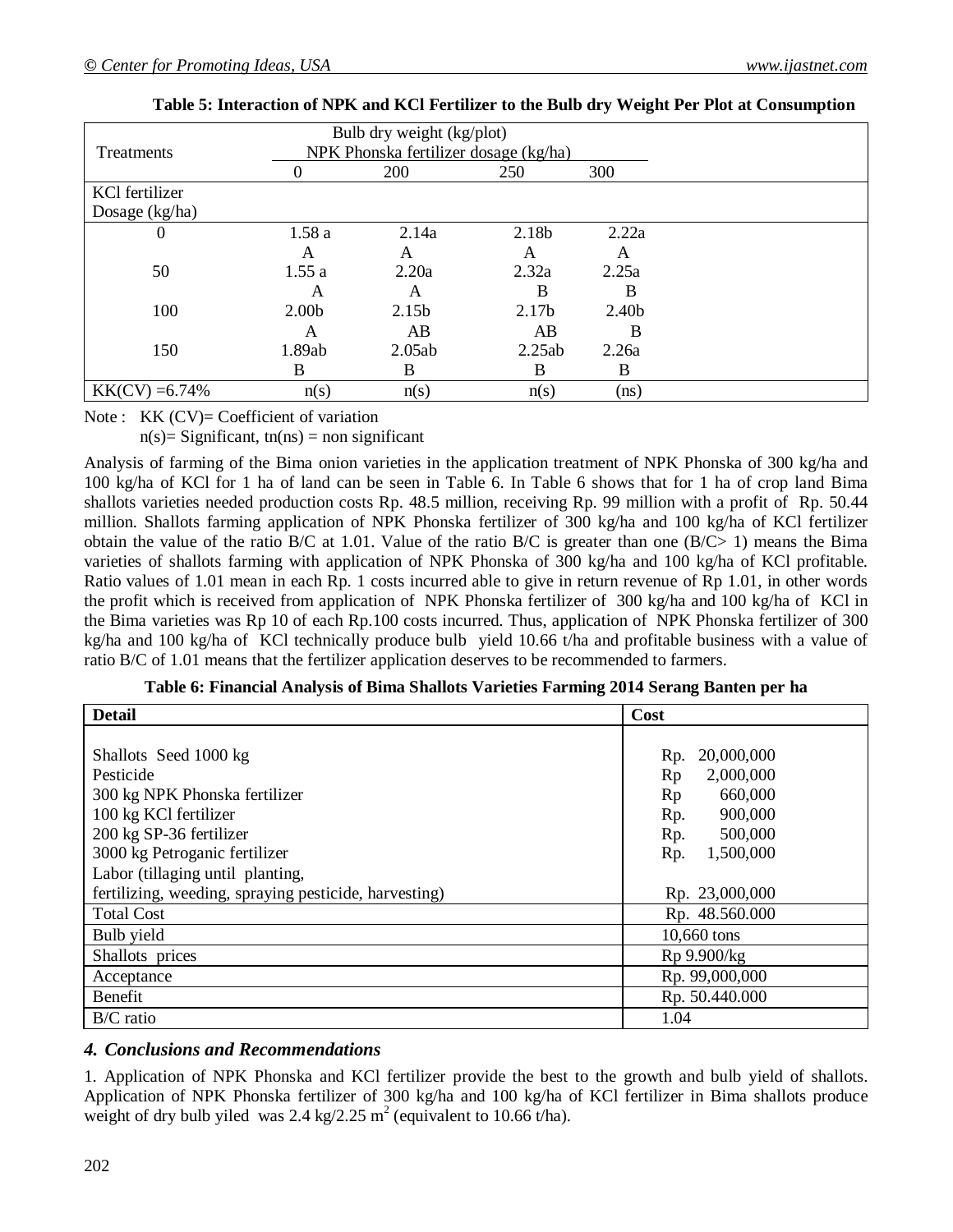**Table 5: Interaction of NPK and KCl Fertilizer to the Bulb dry Weight Per Plot at Consumption**

| Treatments | Bulb dry weight (kg/plot) NPK Phonska fertilizer dosage (kg/ha) | | | |
|---|---|---|---|---|
| | 0 | 200 | 250 | 300 |
| KCl fertilizer Dosage (kg/ha) | | | | |
| 0 | 1.58 a A | 2.14a A | 2.18b A | 2.22a A |
| 50 | 1.55 a A | 2.20a A | 2.32a B | 2.25a B |
| 100 | 2.00b A | 2.15b AB | 2.17b AB | 2.40b B |
| 150 | 1.89ab B | 2.05ab B | 2.25ab B | 2.26a B |
| KK(CV) =6.74% | n(s) | n(s) | n(s) | (ns) |

Note : KK (CV)= Coefficient of variation
n(s)= Significant, tn(ns) = non significant

Analysis of farming of the Bima onion varieties in the application treatment of NPK Phonska of 300 kg/ha and 100 kg/ha of KCl for 1 ha of land can be seen in Table 6. In Table 6 shows that for 1 ha of crop land Bima shallots varieties needed production costs Rp. 48.5 million, receiving Rp. 99 million with a profit of Rp. 50.44 million. Shallots farming application of NPK Phonska fertilizer of 300 kg/ha and 100 kg/ha of KCl fertilizer obtain the value of the ratio B/C at 1.01. Value of the ratio B/C is greater than one (B/C> 1) means the Bima varieties of shallots farming with application of NPK Phonska of 300 kg/ha and 100 kg/ha of KCl profitable. Ratio values of 1.01 mean in each Rp. 1 costs incurred able to give in return revenue of Rp 1.01, in other words the profit which is received from application of NPK Phonska fertilizer of 300 kg/ha and 100 kg/ha of KCl in the Bima varieties was Rp 10 of each Rp.100 costs incurred. Thus, application of NPK Phonska fertilizer of 300 kg/ha and 100 kg/ha of KCl technically produce bulb yield 10.66 t/ha and profitable business with a value of ratio B/C of 1.01 means that the fertilizer application deserves to be recommended to farmers.

**Table 6: Financial Analysis of Bima Shallots Varieties Farming 2014 Serang Banten per ha**

| Detail | Cost |
|---|---|
| Shallots Seed 1000 kg | Rp. 20,000,000 |
| Pesticide | Rp 2,000,000 |
| 300 kg NPK Phonska fertilizer | Rp 660,000 |
| 100 kg KCl fertilizer | Rp. 900,000 |
| 200 kg SP-36 fertilizer | Rp. 500,000 |
| 3000 kg Petroganic fertilizer | Rp. 1,500,000 |
| Labor (tillaging until planting, fertilizing, weeding, spraying pesticide, harvesting) | Rp. 23,000,000 |
| Total Cost | Rp. 48.560.000 |
| Bulb yield | 10,660 tons |
| Shallots prices | Rp 9.900/kg |
| Acceptance | Rp. 99,000,000 |
| Benefit | Rp. 50.440.000 |
| B/C ratio | 1.04 |

### *4. Conclusions and Recommendations*

1. Application of NPK Phonska and KCl fertilizer provide the best to the growth and bulb yield of shallots. Application of NPK Phonska fertilizer of 300 kg/ha and 100 kg/ha of KCl fertilizer in Bima shallots produce weight of dry bulb yiled was 2.4 kg/2.25 $m^2$ (equivalent to 10.66 t/ha).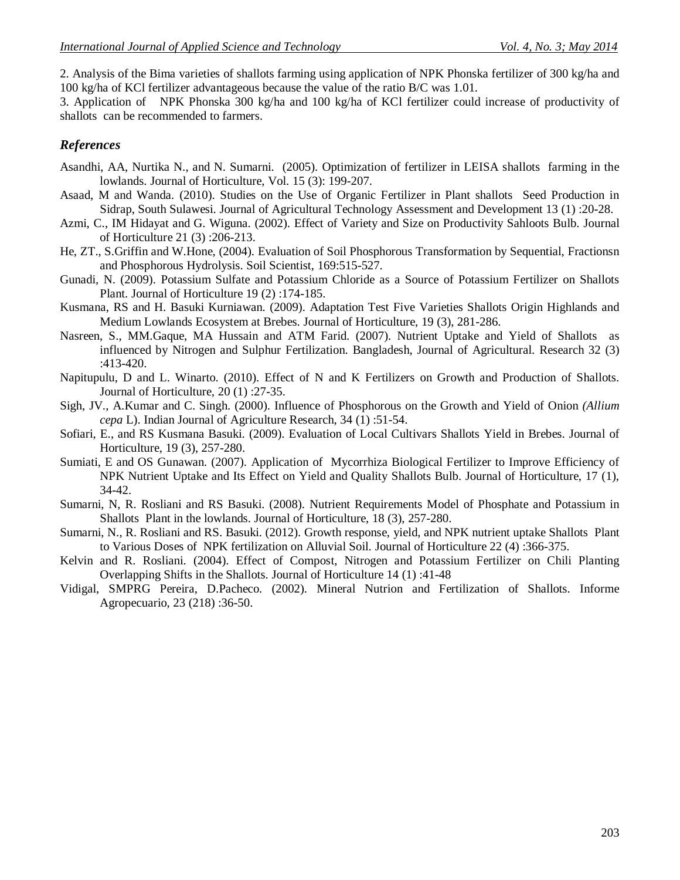2. Analysis of the Bima varieties of shallots farming using application of NPK Phonska fertilizer of 300 kg/ha and 100 kg/ha of KCl fertilizer advantageous because the value of the ratio B/C was 1.01.

3. Application of NPK Phonska 300 kg/ha and 100 kg/ha of KCl fertilizer could increase of productivity of shallots can be recommended to farmers.

## *References*

Asandhi, AA, Nurtika N., and N. Sumarni. (2005). Optimization of fertilizer in LEISA shallots farming in the lowlands. Journal of Horticulture, Vol. 15 (3): 199-207.

Asaad, M and Wanda. (2010). Studies on the Use of Organic Fertilizer in Plant shallots Seed Production in Sidrap, South Sulawesi. Journal of Agricultural Technology Assessment and Development 13 (1) :20-28.

Azmi, C., IM Hidayat and G. Wiguna. (2002). Effect of Variety and Size on Productivity Sahloots Bulb. Journal of Horticulture 21 (3) :206-213.

He, ZT., S.Griffin and W.Hone, (2004). Evaluation of Soil Phosphorous Transformation by Sequential, Fractionsn and Phosphorous Hydrolysis. Soil Scientist, 169:515-527.

Gunadi, N. (2009). Potassium Sulfate and Potassium Chloride as a Source of Potassium Fertilizer on Shallots Plant. Journal of Horticulture 19 (2) :174-185.

Kusmana, RS and H. Basuki Kurniawan. (2009). Adaptation Test Five Varieties Shallots Origin Highlands and Medium Lowlands Ecosystem at Brebes. Journal of Horticulture, 19 (3), 281-286.

Nasreen, S., MM.Gaque, MA Hussain and ATM Farid. (2007). Nutrient Uptake and Yield of Shallots as influenced by Nitrogen and Sulphur Fertilization. Bangladesh, Journal of Agricultural. Research 32 (3) :413-420.

Napitupulu, D and L. Winarto. (2010). Effect of N and K Fertilizers on Growth and Production of Shallots. Journal of Horticulture, 20 (1) :27-35.

Sigh, JV., A.Kumar and C. Singh. (2000). Influence of Phosphorous on the Growth and Yield of Onion *(Allium cepa* L). Indian Journal of Agriculture Research, 34 (1) :51-54.

Sofiari, E., and RS Kusmana Basuki. (2009). Evaluation of Local Cultivars Shallots Yield in Brebes. Journal of Horticulture, 19 (3), 257-280.

Sumiati, E and OS Gunawan. (2007). Application of Mycorrhiza Biological Fertilizer to Improve Efficiency of NPK Nutrient Uptake and Its Effect on Yield and Quality Shallots Bulb. Journal of Horticulture, 17 (1), 34-42.

Sumarni, N, R. Rosliani and RS Basuki. (2008). Nutrient Requirements Model of Phosphate and Potassium in Shallots Plant in the lowlands. Journal of Horticulture, 18 (3), 257-280.

Sumarni, N., R. Rosliani and RS. Basuki. (2012). Growth response, yield, and NPK nutrient uptake Shallots Plant to Various Doses of NPK fertilization on Alluvial Soil. Journal of Horticulture 22 (4) :366-375.

Kelvin and R. Rosliani. (2004). Effect of Compost, Nitrogen and Potassium Fertilizer on Chili Planting Overlapping Shifts in the Shallots. Journal of Horticulture 14 (1) :41-48

Vidigal, SMPRG Pereira, D.Pacheco. (2002). Mineral Nutrion and Fertilization of Shallots. Informe Agropecuario, 23 (218) :36-50.